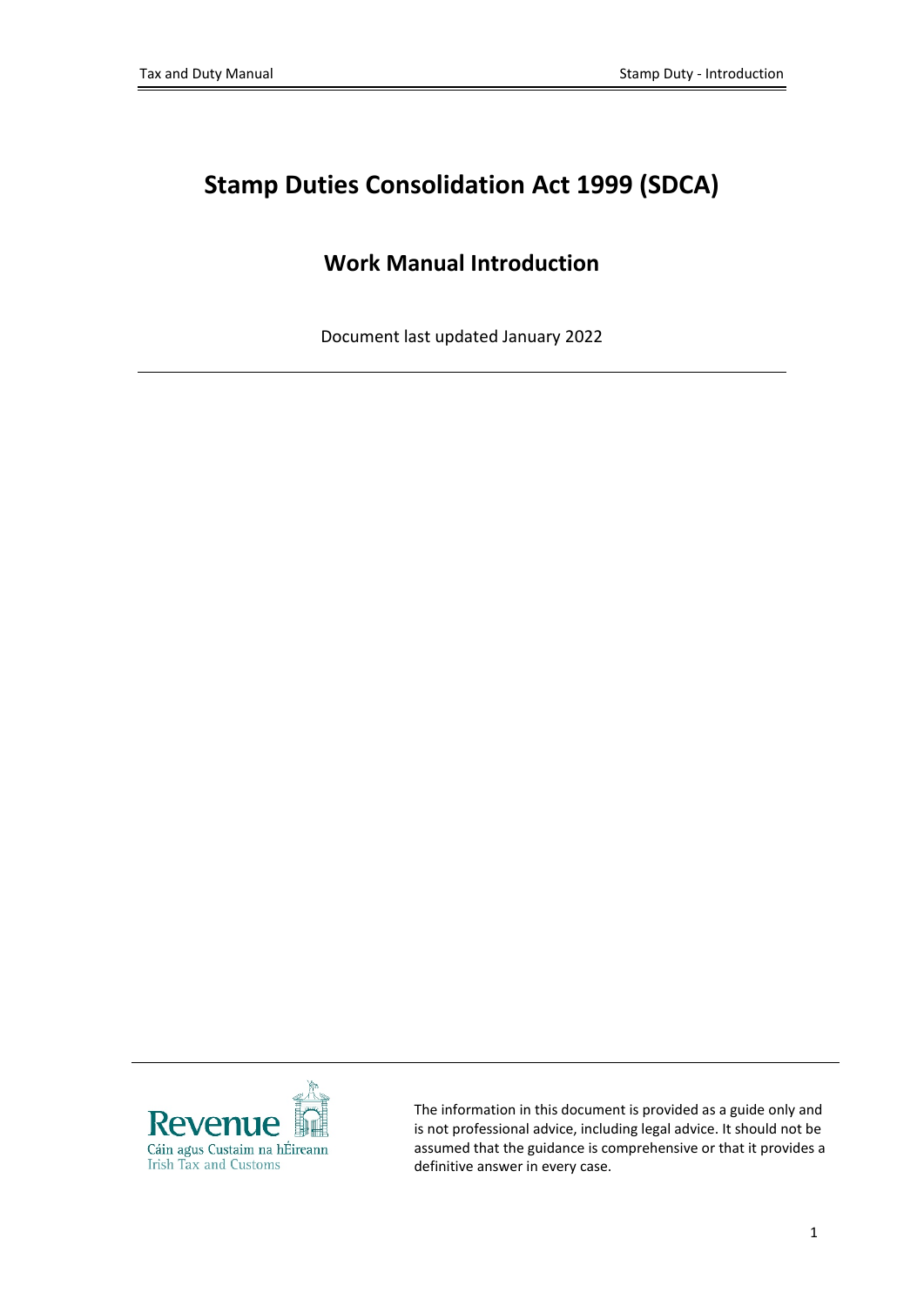# Stamp Duties Consolidation Act 1999 (SDCA)

## Work Manual Introduction

Document last updated January 2022

---

Revenue
Cáin agus Custaim na hÉireann
Irish Tax and Customs

The information in this document is provided as a guide only and is not professional advice, including legal advice. It should not be assumed that the guidance is comprehensive or that it provides a definitive answer in every case.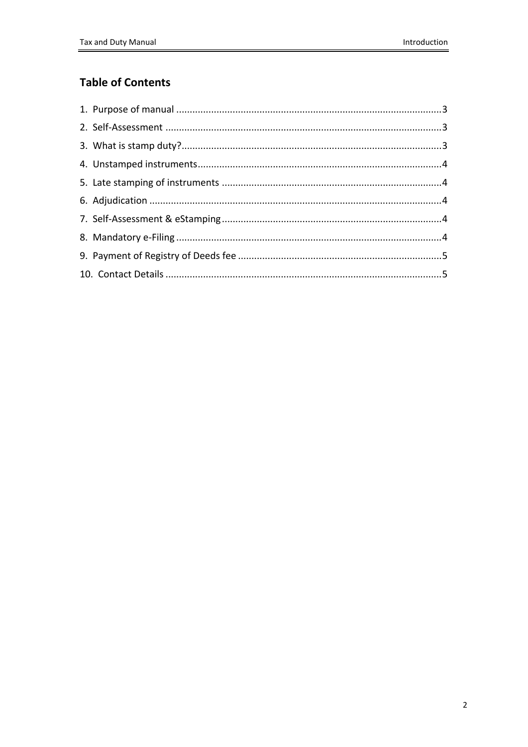## Table of Contents

1. Purpose of manual ....................................................................................................3
2. Self-Assessment .......................................................................................................3
3. What is stamp duty?.................................................................................................3
4. Unstamped instruments...........................................................................................4
5. Late stamping of instruments ..................................................................................4
6. Adjudication ............................................................................................................4
7. Self-Assessment & eStamping..................................................................................4
8. Mandatory e-Filing ..................................................................................................4
9. Payment of Registry of Deeds fee ............................................................................5
10. Contact Details .......................................................................................................5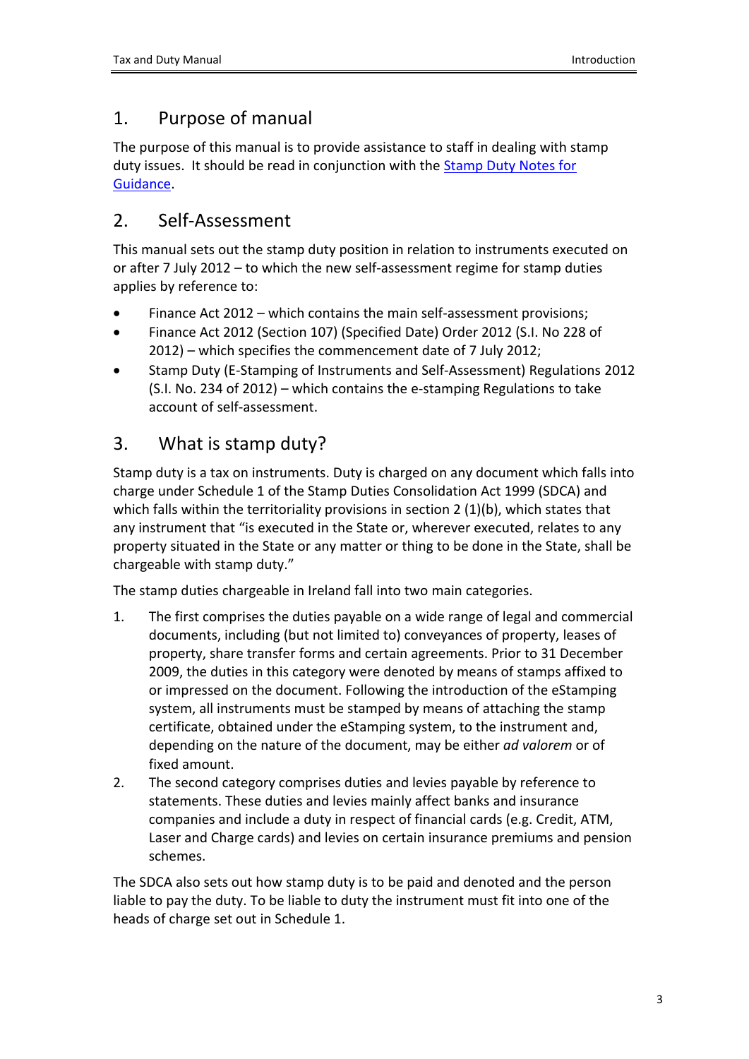## 1. Purpose of manual

The purpose of this manual is to provide assistance to staff in dealing with stamp duty issues. It should be read in conjunction with the Stamp Duty Notes for Guidance.

## 2. Self-Assessment

This manual sets out the stamp duty position in relation to instruments executed on or after 7 July 2012 – to which the new self-assessment regime for stamp duties applies by reference to:

- Finance Act 2012 – which contains the main self-assessment provisions;
- Finance Act 2012 (Section 107) (Specified Date) Order 2012 (S.I. No 228 of 2012) – which specifies the commencement date of 7 July 2012;
- Stamp Duty (E-Stamping of Instruments and Self-Assessment) Regulations 2012 (S.I. No. 234 of 2012) – which contains the e-stamping Regulations to take account of self-assessment.

## 3. What is stamp duty?

Stamp duty is a tax on instruments. Duty is charged on any document which falls into charge under Schedule 1 of the Stamp Duties Consolidation Act 1999 (SDCA) and which falls within the territoriality provisions in section 2 (1)(b), which states that any instrument that "is executed in the State or, wherever executed, relates to any property situated in the State or any matter or thing to be done in the State, shall be chargeable with stamp duty."

The stamp duties chargeable in Ireland fall into two main categories.

1. The first comprises the duties payable on a wide range of legal and commercial documents, including (but not limited to) conveyances of property, leases of property, share transfer forms and certain agreements. Prior to 31 December 2009, the duties in this category were denoted by means of stamps affixed to or impressed on the document. Following the introduction of the eStamping system, all instruments must be stamped by means of attaching the stamp certificate, obtained under the eStamping system, to the instrument and, depending on the nature of the document, may be either *ad valorem* or of fixed amount.
2. The second category comprises duties and levies payable by reference to statements. These duties and levies mainly affect banks and insurance companies and include a duty in respect of financial cards (e.g. Credit, ATM, Laser and Charge cards) and levies on certain insurance premiums and pension schemes.

The SDCA also sets out how stamp duty is to be paid and denoted and the person liable to pay the duty. To be liable to duty the instrument must fit into one of the heads of charge set out in Schedule 1.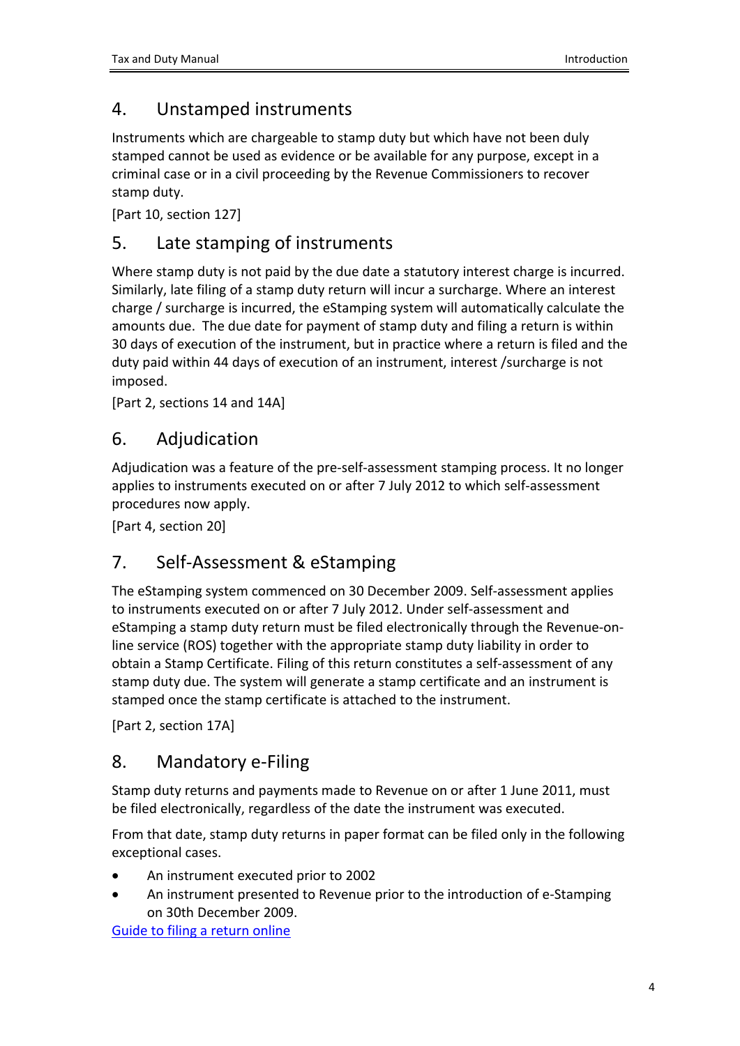## 4. Unstamped instruments

Instruments which are chargeable to stamp duty but which have not been duly stamped cannot be used as evidence or be available for any purpose, except in a criminal case or in a civil proceeding by the Revenue Commissioners to recover stamp duty.

[Part 10, section 127]

## 5. Late stamping of instruments

Where stamp duty is not paid by the due date a statutory interest charge is incurred. Similarly, late filing of a stamp duty return will incur a surcharge. Where an interest charge / surcharge is incurred, the eStamping system will automatically calculate the amounts due. The due date for payment of stamp duty and filing a return is within 30 days of execution of the instrument, but in practice where a return is filed and the duty paid within 44 days of execution of an instrument, interest /surcharge is not imposed.

[Part 2, sections 14 and 14A]

## 6. Adjudication

Adjudication was a feature of the pre-self-assessment stamping process. It no longer applies to instruments executed on or after 7 July 2012 to which self-assessment procedures now apply.

[Part 4, section 20]

## 7. Self-Assessment & eStamping

The eStamping system commenced on 30 December 2009. Self-assessment applies to instruments executed on or after 7 July 2012. Under self-assessment and eStamping a stamp duty return must be filed electronically through the Revenue-on-line service (ROS) together with the appropriate stamp duty liability in order to obtain a Stamp Certificate. Filing of this return constitutes a self-assessment of any stamp duty due. The system will generate a stamp certificate and an instrument is stamped once the stamp certificate is attached to the instrument.

[Part 2, section 17A]

## 8. Mandatory e-Filing

Stamp duty returns and payments made to Revenue on or after 1 June 2011, must be filed electronically, regardless of the date the instrument was executed.

From that date, stamp duty returns in paper format can be filed only in the following exceptional cases.

- An instrument executed prior to 2002
- An instrument presented to Revenue prior to the introduction of e-Stamping on 30th December 2009.

Guide to filing a return online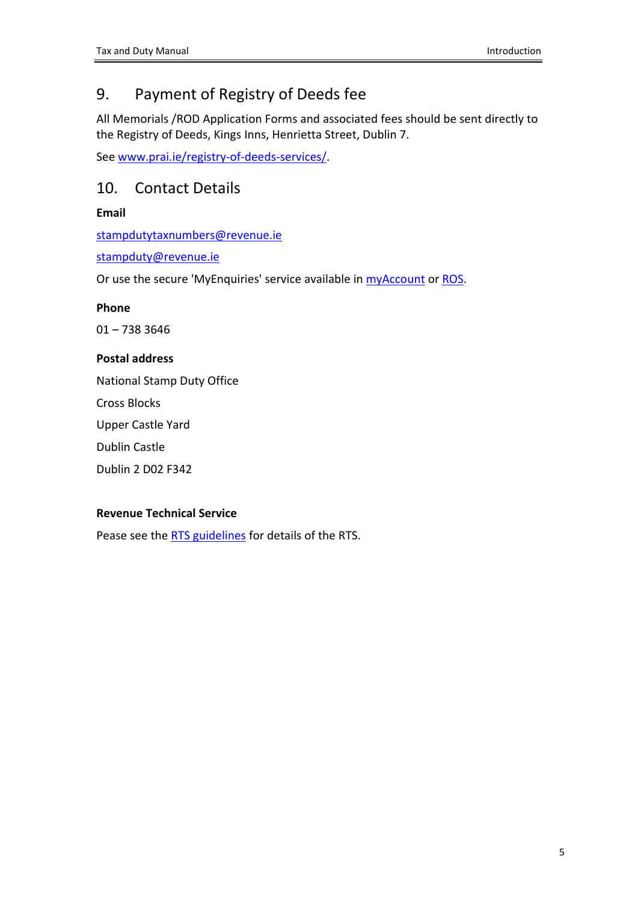## 9. Payment of Registry of Deeds fee

All Memorials /ROD Application Forms and associated fees should be sent directly to the Registry of Deeds, Kings Inns, Henrietta Street, Dublin 7.

See www.prai.ie/registry-of-deeds-services/.

## 10. Contact Details

**Email**

stampdutytaxnumbers@revenue.ie

stampduty@revenue.ie

Or use the secure 'MyEnquiries' service available in myAccount or ROS.

**Phone**

01 – 738 3646

**Postal address**

National Stamp Duty Office

Cross Blocks

Upper Castle Yard

Dublin Castle

Dublin 2 D02 F342

**Revenue Technical Service**

Pease see the RTS guidelines for details of the RTS.